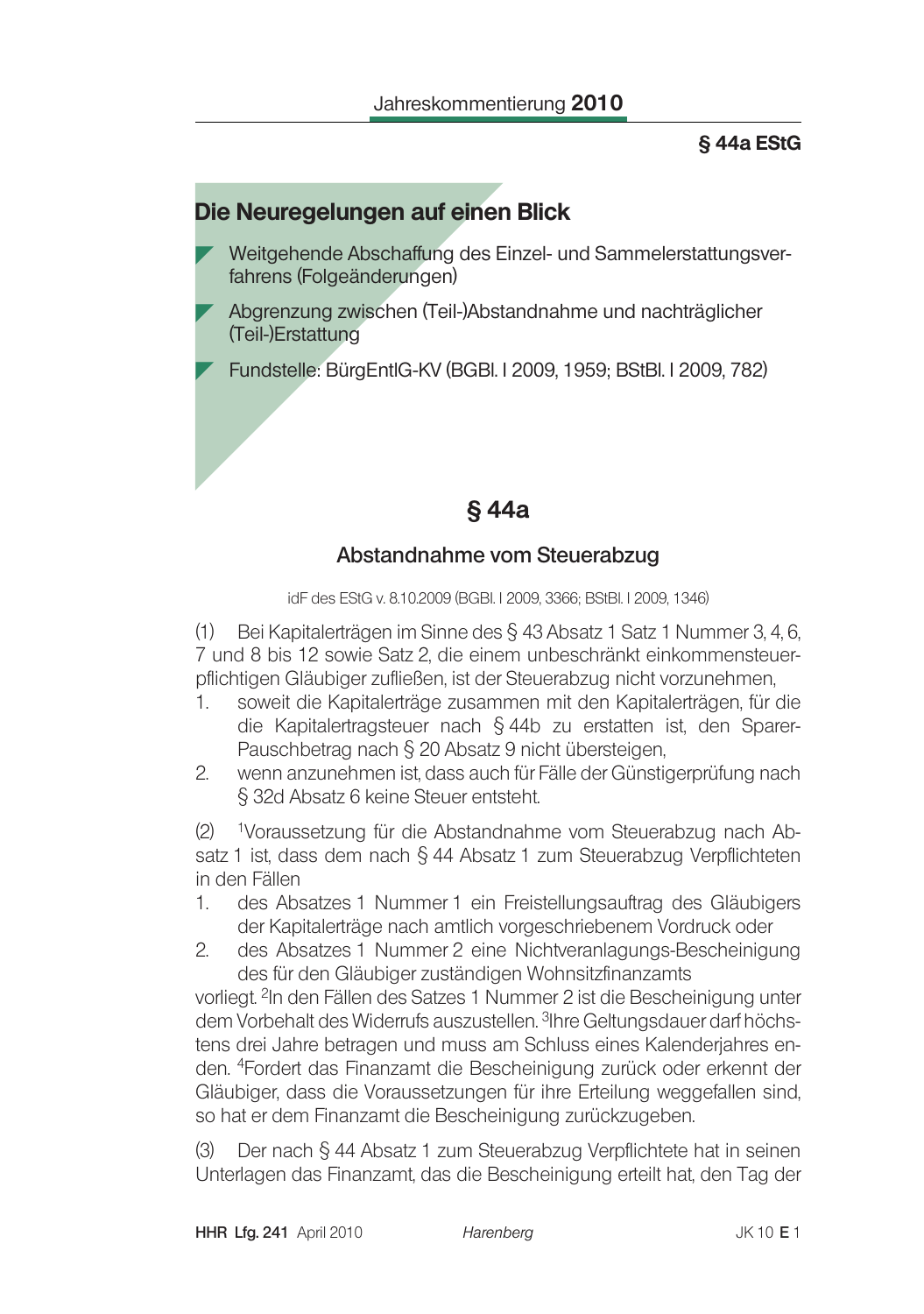## Die Neuregelungen auf einen Blick

- Weitgehende Abschaffung des Einzel- und Sammelerstattungsverfahrens (Folgeänderungen)
- Abgrenzung zwischen (Teil-)Abstandnahme und nachträglicher (Teil-)Erstattung
- Fundstelle: BürgEntlG-KV (BGBl. I 2009, 1959; BStBl. I 2009, 782)

# § 44a

## Abstandnahme vom Steuerabzug

idF des EStG v. 8.10.2009 (BGBl. I 2009, 3366; BStBl. I 2009, 1346)

(1) Bei Kapitalerträgen im Sinne des § 43 Absatz 1 Satz 1 Nummer 3, 4, 6, 7 und 8 bis 12 sowie Satz 2, die einem unbeschränkt einkommensteuerpflichtigen Gläubiger zufließen, ist der Steuerabzug nicht vorzunehmen,

1. soweit die Kapitalerträge zusammen mit den Kapitalerträgen, für die die Kapitalertragsteuer nach § 44b zu erstatten ist, den Sparer-Pauschbetrag nach § 20 Absatz 9 nicht übersteigen,
2. wenn anzunehmen ist, dass auch für Fälle der Günstigerprüfung nach § 32d Absatz 6 keine Steuer entsteht.

(2) [1]Voraussetzung für die Abstandnahme vom Steuerabzug nach Absatz 1 ist, dass dem nach § 44 Absatz 1 zum Steuerabzug Verpflichteten in den Fällen

1. des Absatzes 1 Nummer 1 ein Freistellungsauftrag des Gläubigers der Kapitalerträge nach amtlich vorgeschriebenem Vordruck oder
2. des Absatzes 1 Nummer 2 eine Nichtveranlagungs-Bescheinigung des für den Gläubiger zuständigen Wohnsitzfinanzamts

vorliegt. [2]In den Fällen des Satzes 1 Nummer 2 ist die Bescheinigung unter dem Vorbehalt des Widerrufs auszustellen. [3]Ihre Geltungsdauer darf höchstens drei Jahre betragen und muss am Schluss eines Kalenderjahres enden. [4]Fordert das Finanzamt die Bescheinigung zurück oder erkennt der Gläubiger, dass die Voraussetzungen für ihre Erteilung weggefallen sind, so hat er dem Finanzamt die Bescheinigung zurückzugeben.

(3) Der nach § 44 Absatz 1 zum Steuerabzug Verpflichtete hat in seinen Unterlagen das Finanzamt, das die Bescheinigung erteilt hat, den Tag der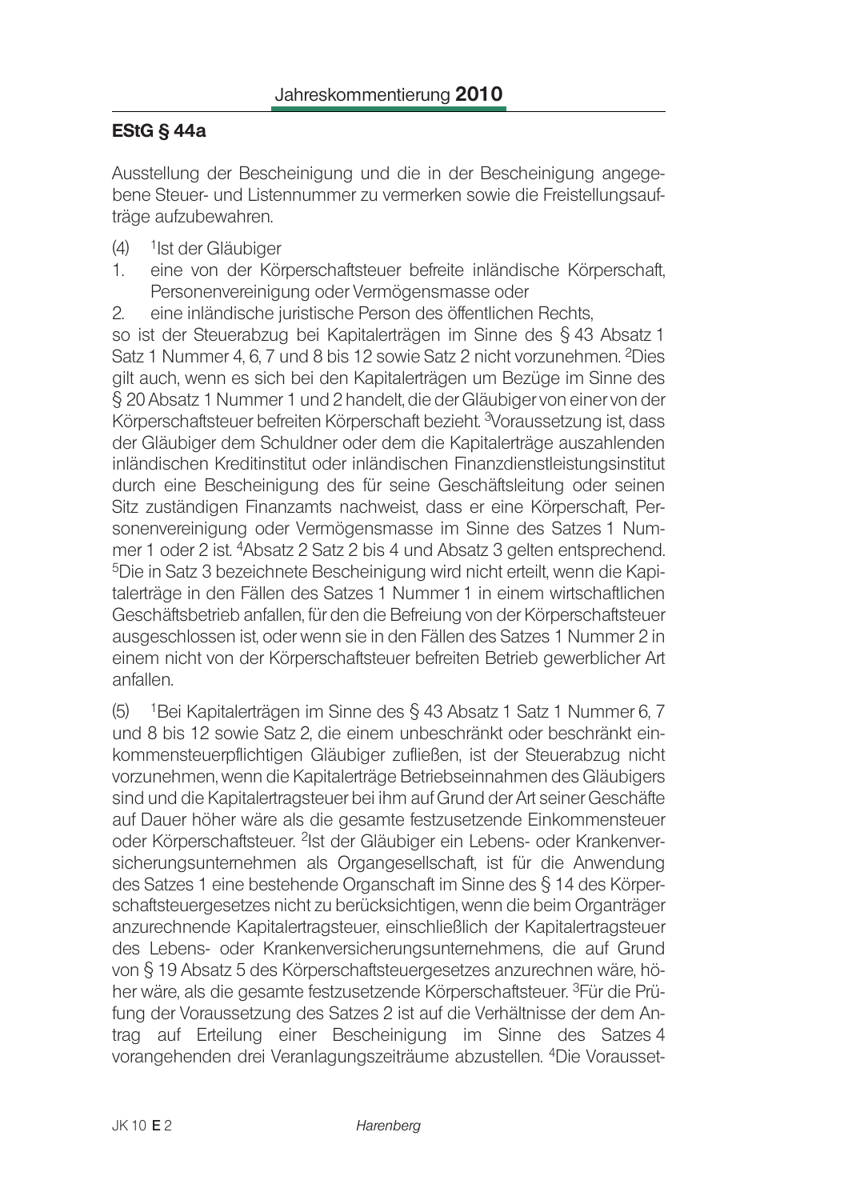## EStG § 44a

Ausstellung der Bescheinigung und die in der Bescheinigung angegebene Steuer- und Listennummer zu vermerken sowie die Freistellungsaufträge aufzubewahren.

(4) [1]Ist der Gläubiger

1. eine von der Körperschaftsteuer befreite inländische Körperschaft, Personenvereinigung oder Vermögensmasse oder
2. eine inländische juristische Person des öffentlichen Rechts,

so ist der Steuerabzug bei Kapitalerträgen im Sinne des § 43 Absatz 1 Satz 1 Nummer 4, 6, 7 und 8 bis 12 sowie Satz 2 nicht vorzunehmen. [2]Dies gilt auch, wenn es sich bei den Kapitalerträgen um Bezüge im Sinne des § 20 Absatz 1 Nummer 1 und 2 handelt, die der Gläubiger von einer von der Körperschaftsteuer befreiten Körperschaft bezieht. [3]Voraussetzung ist, dass der Gläubiger dem Schuldner oder dem die Kapitalerträge auszahlenden inländischen Kreditinstitut oder inländischen Finanzdienstleistungsinstitut durch eine Bescheinigung des für seine Geschäftsleitung oder seinen Sitz zuständigen Finanzamts nachweist, dass er eine Körperschaft, Personenvereinigung oder Vermögensmasse im Sinne des Satzes 1 Nummer 1 oder 2 ist. [4]Absatz 2 Satz 2 bis 4 und Absatz 3 gelten entsprechend. [5]Die in Satz 3 bezeichnete Bescheinigung wird nicht erteilt, wenn die Kapitalerträge in den Fällen des Satzes 1 Nummer 1 in einem wirtschaftlichen Geschäftsbetrieb anfallen, für den die Befreiung von der Körperschaftsteuer ausgeschlossen ist, oder wenn sie in den Fällen des Satzes 1 Nummer 2 in einem nicht von der Körperschaftsteuer befreiten Betrieb gewerblicher Art anfallen.

(5) [1]Bei Kapitalerträgen im Sinne des § 43 Absatz 1 Satz 1 Nummer 6, 7 und 8 bis 12 sowie Satz 2, die einem unbeschränkt oder beschränkt einkommensteuerpflichtigen Gläubiger zufließen, ist der Steuerabzug nicht vorzunehmen, wenn die Kapitalerträge Betriebseinnahmen des Gläubigers sind und die Kapitalertragsteuer bei ihm auf Grund der Art seiner Geschäfte auf Dauer höher wäre als die gesamte festzusetzende Einkommensteuer oder Körperschaftsteuer. [2]Ist der Gläubiger ein Lebens- oder Krankenversicherungsunternehmen als Organgesellschaft, ist für die Anwendung des Satzes 1 eine bestehende Organschaft im Sinne des § 14 des Körperschaftsteuergesetzes nicht zu berücksichtigen, wenn die beim Organträger anzurechnende Kapitalertragsteuer, einschließlich der Kapitalertragsteuer des Lebens- oder Krankenversicherungsunternehmens, die auf Grund von § 19 Absatz 5 des Körperschaftsteuergesetzes anzurechnen wäre, höher wäre, als die gesamte festzusetzende Körperschaftsteuer. [3]Für die Prüfung der Voraussetzung des Satzes 2 ist auf die Verhältnisse der dem Antrag auf Erteilung einer Bescheinigung im Sinne des Satzes 4 vorangehenden drei Veranlagungszeiträume abzustellen. [4]Die Voraussetzung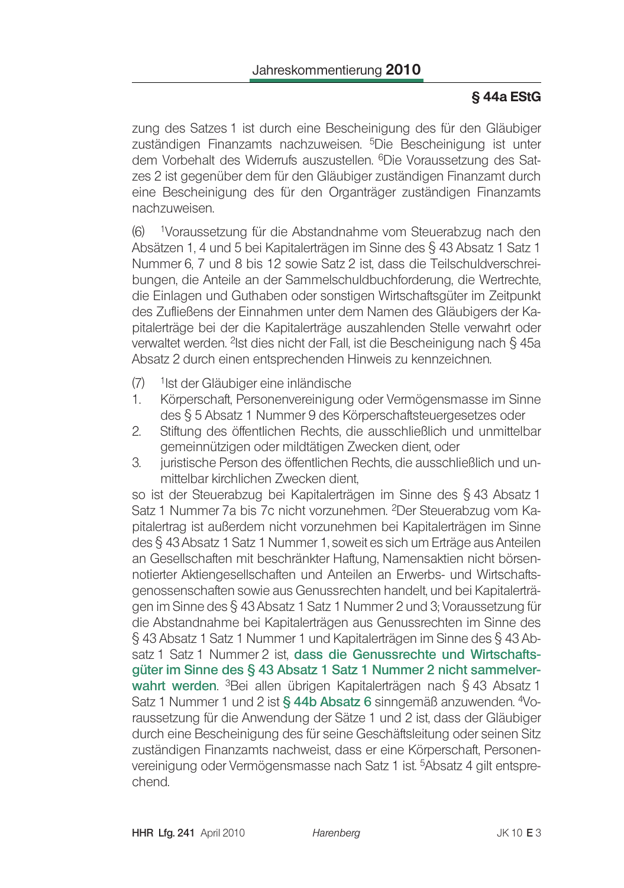zung des Satzes 1 ist durch eine Bescheinigung des für den Gläubiger zuständigen Finanzamts nachzuweisen. [5]Die Bescheinigung ist unter dem Vorbehalt des Widerrufs auszustellen. [6]Die Voraussetzung des Satzes 2 ist gegenüber dem für den Gläubiger zuständigen Finanzamt durch eine Bescheinigung des für den Organträger zuständigen Finanzamts nachzuweisen.

(6) [1]Voraussetzung für die Abstandnahme vom Steuerabzug nach den Absätzen 1, 4 und 5 bei Kapitalerträgen im Sinne des § 43 Absatz 1 Satz 1 Nummer 6, 7 und 8 bis 12 sowie Satz 2 ist, dass die Teilschuldverschreibungen, die Anteile an der Sammelschuldbuchforderung, die Wertrechte, die Einlagen und Guthaben oder sonstigen Wirtschaftsgüter im Zeitpunkt des Zufließens der Einnahmen unter dem Namen des Gläubigers der Kapitalerträge bei der die Kapitalerträge auszahlenden Stelle verwahrt oder verwaltet werden. [2]Ist dies nicht der Fall, ist die Bescheinigung nach § 45a Absatz 2 durch einen entsprechenden Hinweis zu kennzeichnen.

(7) [1]Ist der Gläubiger eine inländische

1. Körperschaft, Personenvereinigung oder Vermögensmasse im Sinne des § 5 Absatz 1 Nummer 9 des Körperschaftsteuergesetzes oder
2. Stiftung des öffentlichen Rechts, die ausschließlich und unmittelbar gemeinnützigen oder mildtätigen Zwecken dient, oder
3. juristische Person des öffentlichen Rechts, die ausschließlich und unmittelbar kirchlichen Zwecken dient,

so ist der Steuerabzug bei Kapitalerträgen im Sinne des § 43 Absatz 1 Satz 1 Nummer 7a bis 7c nicht vorzunehmen. [2]Der Steuerabzug vom Kapitalertrag ist außerdem nicht vorzunehmen bei Kapitalerträgen im Sinne des § 43 Absatz 1 Satz 1 Nummer 1, soweit es sich um Erträge aus Anteilen an Gesellschaften mit beschränkter Haftung, Namensaktien nicht börsennotierter Aktiengesellschaften und Anteilen an Erwerbs- und Wirtschaftsgenossenschaften sowie aus Genussrechten handelt, und bei Kapitalerträgen im Sinne des § 43 Absatz 1 Satz 1 Nummer 2 und 3; Voraussetzung für die Abstandnahme bei Kapitalerträgen aus Genussrechten im Sinne des § 43 Absatz 1 Satz 1 Nummer 1 und Kapitalerträgen im Sinne des § 43 Absatz 1 Satz 1 Nummer 2 ist, **dass die Genussrechte und Wirtschaftsgüter im Sinne des § 43 Absatz 1 Satz 1 Nummer 2 nicht sammelverwahrt werden**. [3]Bei allen übrigen Kapitalerträgen nach § 43 Absatz 1 Satz 1 Nummer 1 und 2 ist **§ 44b Absatz 6** sinngemäß anzuwenden. [4]Voraussetzung für die Anwendung der Sätze 1 und 2 ist, dass der Gläubiger durch eine Bescheinigung des für seine Geschäftsleitung oder seinen Sitz zuständigen Finanzamts nachweist, dass er eine Körperschaft, Personenvereinigung oder Vermögensmasse nach Satz 1 ist. [5]Absatz 4 gilt entsprechend.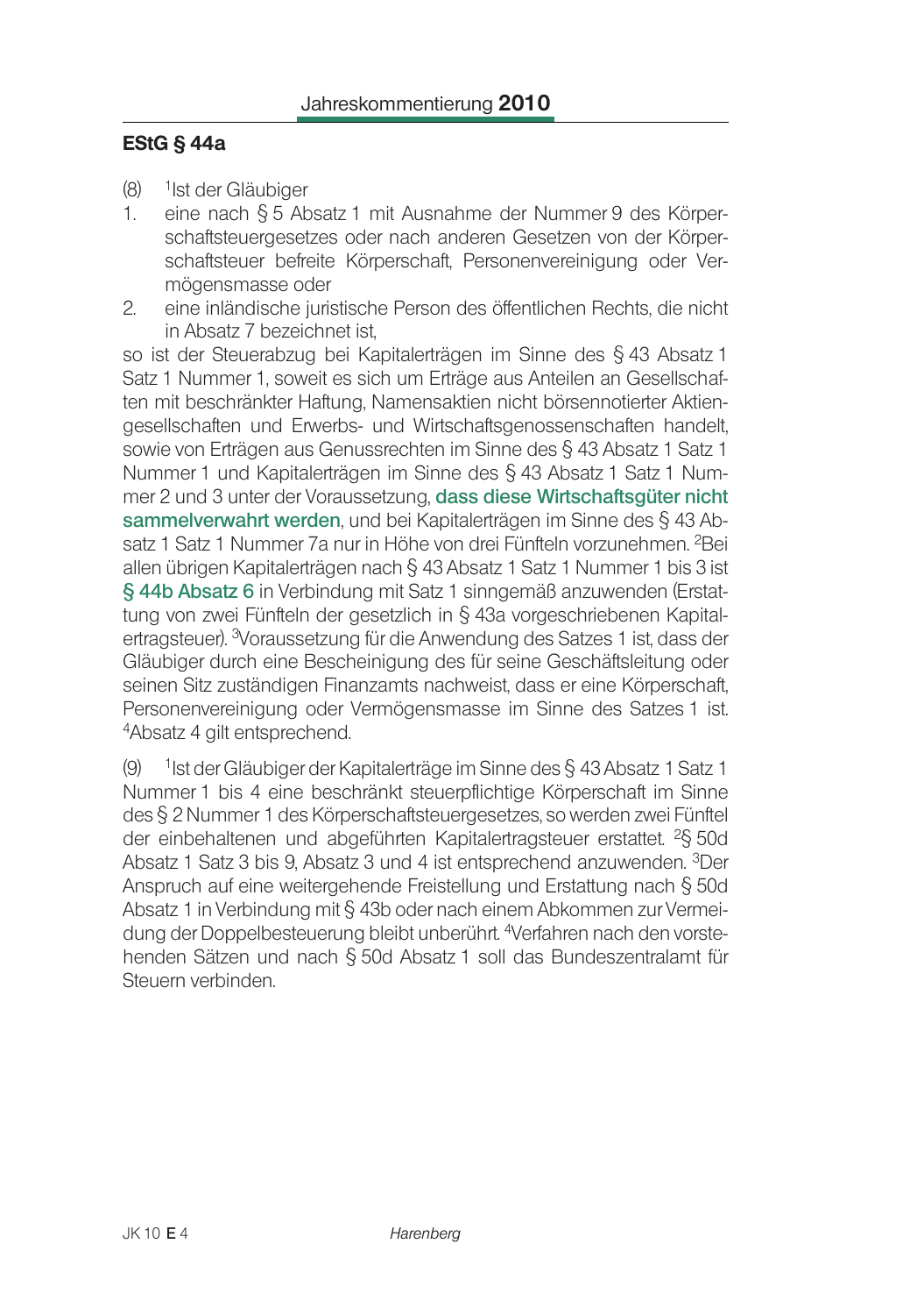## EStG § 44a

(8) [1]Ist der Gläubiger

1. eine nach § 5 Absatz 1 mit Ausnahme der Nummer 9 des Körperschaftsteuergesetzes oder nach anderen Gesetzen von der Körperschaftsteuer befreite Körperschaft, Personenvereinigung oder Vermögensmasse oder
2. eine inländische juristische Person des öffentlichen Rechts, die nicht in Absatz 7 bezeichnet ist,

so ist der Steuerabzug bei Kapitalerträgen im Sinne des § 43 Absatz 1 Satz 1 Nummer 1, soweit es sich um Erträge aus Anteilen an Gesellschaften mit beschränkter Haftung, Namensaktien nicht börsennotierter Aktiengesellschaften und Erwerbs- und Wirtschaftsgenossenschaften handelt, sowie von Erträgen aus Genussrechten im Sinne des § 43 Absatz 1 Satz 1 Nummer 1 und Kapitalerträgen im Sinne des § 43 Absatz 1 Satz 1 Nummer 2 und 3 unter der Voraussetzung, **dass diese Wirtschaftsgüter nicht sammelverwahrt werden**, und bei Kapitalerträgen im Sinne des § 43 Absatz 1 Satz 1 Nummer 7a nur in Höhe von drei Fünfteln vorzunehmen. [2]Bei allen übrigen Kapitalerträgen nach § 43 Absatz 1 Satz 1 Nummer 1 bis 3 ist **§ 44b Absatz 6** in Verbindung mit Satz 1 sinngemäß anzuwenden (Erstattung von zwei Fünfteln der gesetzlich in § 43a vorgeschriebenen Kapitalertragsteuer). [3]Voraussetzung für die Anwendung des Satzes 1 ist, dass der Gläubiger durch eine Bescheinigung des für seine Geschäftsleitung oder seinen Sitz zuständigen Finanzamts nachweist, dass er eine Körperschaft, Personenvereinigung oder Vermögensmasse im Sinne des Satzes 1 ist. [4]Absatz 4 gilt entsprechend.

(9) [1]Ist der Gläubiger der Kapitalerträge im Sinne des § 43 Absatz 1 Satz 1 Nummer 1 bis 4 eine beschränkt steuerpflichtige Körperschaft im Sinne des § 2 Nummer 1 des Körperschaftsteuergesetzes, so werden zwei Fünftel der einbehaltenen und abgeführten Kapitalertragsteuer erstattet. [2]§ 50d Absatz 1 Satz 3 bis 9, Absatz 3 und 4 ist entsprechend anzuwenden. [3]Der Anspruch auf eine weitergehende Freistellung und Erstattung nach § 50d Absatz 1 in Verbindung mit § 43b oder nach einem Abkommen zur Vermeidung der Doppelbesteuerung bleibt unberührt. [4]Verfahren nach den vorstehenden Sätzen und nach § 50d Absatz 1 soll das Bundeszentralamt für Steuern verbinden.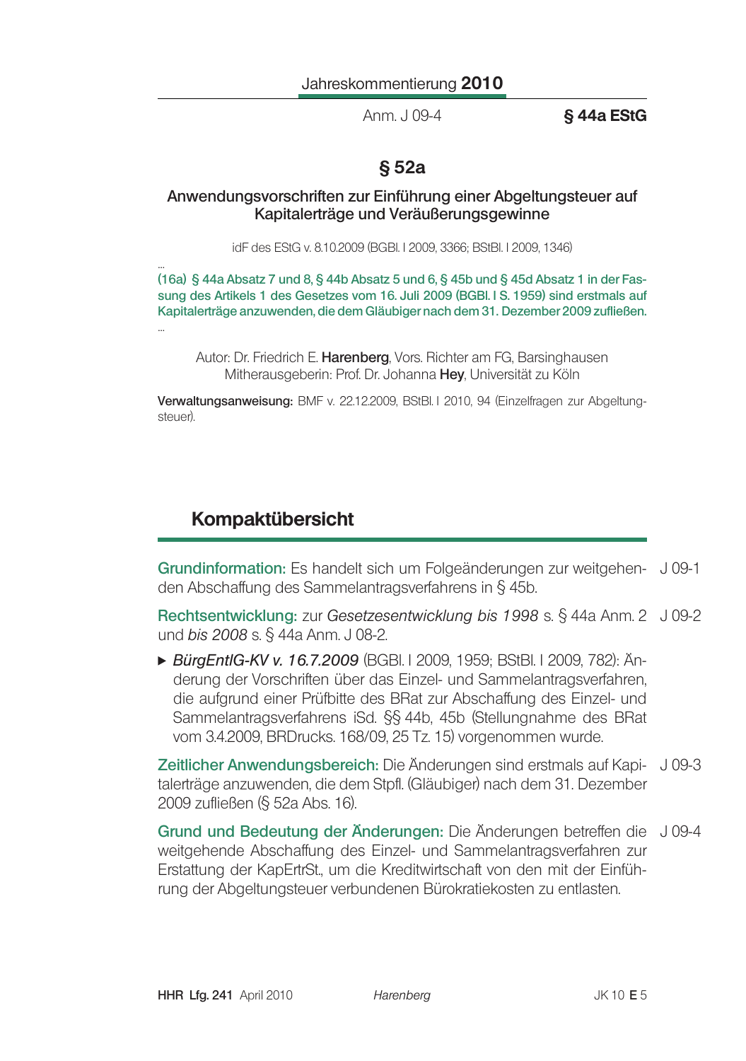## § 52a

### Anwendungsvorschriften zur Einführung einer Abgeltungsteuer auf Kapitalerträge und Veräußerungsgewinne

idF des EStG v. 8.10.2009 (BGBl. I 2009, 3366; BStBl. I 2009, 1346)

...

(16a) § 44a Absatz 7 und 8, § 44b Absatz 5 und 6, § 45b und § 45d Absatz 1 in der Fassung des Artikels 1 des Gesetzes vom 16. Juli 2009 (BGBl. I S. 1959) sind erstmals auf Kapitalerträge anzuwenden, die dem Gläubiger nach dem 31. Dezember 2009 zufließen.

...

Autor: Dr. Friedrich E. **Harenberg**, Vors. Richter am FG, Barsinghausen
Mitherausgeberin: Prof. Dr. Johanna **Hey**, Universität zu Köln

**Verwaltungsanweisung:** BMF v. 22.12.2009, BStBl. I 2010, 94 (Einzelfragen zur Abgeltungsteuer).

## Kompaktübersicht

J 09-1 **Grundinformation:** Es handelt sich um Folgeänderungen zur weitgehenden Abschaffung des Sammelantragsverfahrens in § 45b.

J 09-2 **Rechtsentwicklung:** zur *Gesetzesentwicklung bis 1998* s. § 44a Anm. 2 und *bis 2008* s. § 44a Anm. J 08-2.

- *BürgEntlG-KV v. 16.7.2009* (BGBl. I 2009, 1959; BStBl. I 2009, 782): Änderung der Vorschriften über das Einzel- und Sammelantragsverfahren, die aufgrund einer Prüfbitte des BRat zur Abschaffung des Einzel- und Sammelantragsverfahrens iSd. §§ 44b, 45b (Stellungnahme des BRat vom 3.4.2009, BRDrucks. 168/09, 25 Tz. 15) vorgenommen wurde.

J 09-3 **Zeitlicher Anwendungsbereich:** Die Änderungen sind erstmals auf Kapitalerträge anzuwenden, die dem Stpfl. (Gläubiger) nach dem 31. Dezember 2009 zufließen (§ 52a Abs. 16).

J 09-4 **Grund und Bedeutung der Änderungen:** Die Änderungen betreffen die weitgehende Abschaffung des Einzel- und Sammelantragsverfahren zur Erstattung der KapErtrSt., um die Kreditwirtschaft von den mit der Einführung der Abgeltungsteuer verbundenen Bürokratiekosten zu entlasten.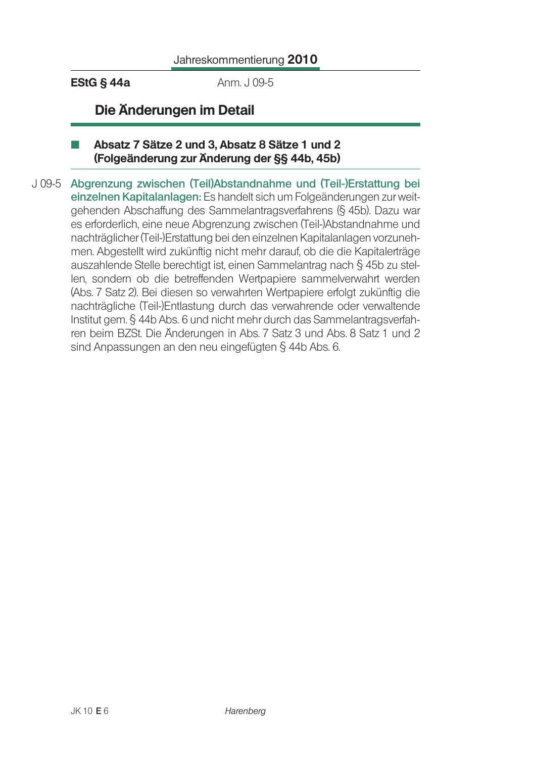## Die Änderungen im Detail

### Absatz 7 Sätze 2 und 3, Absatz 8 Sätze 1 und 2 (Folgeänderung zur Änderung der §§ 44b, 45b)

J 09-5 **Abgrenzung zwischen (Teil)Abstandnahme und (Teil-)Erstattung bei einzelnen Kapitalanlagen:** Es handelt sich um Folgeänderungen zur weitgehenden Abschaffung des Sammelantragsverfahrens (§ 45b). Dazu war es erforderlich, eine neue Abgrenzung zwischen (Teil-)Abstandnahme und nachträglicher (Teil-)Erstattung bei den einzelnen Kapitalanlagen vorzunehmen. Abgestellt wird zukünftig nicht mehr darauf, ob die die Kapitalerträge auszahlende Stelle berechtigt ist, einen Sammelantrag nach § 45b zu stellen, sondern ob die betreffenden Wertpapiere sammelverwahrt werden (Abs. 7 Satz 2). Bei diesen so verwahrten Wertpapiere erfolgt zukünftig die nachträgliche (Teil-)Entlastung durch das verwahrende oder verwaltende Institut gem. § 44b Abs. 6 und nicht mehr durch das Sammelantragsverfahren beim BZSt. Die Änderungen in Abs. 7 Satz 3 und Abs. 8 Satz 1 und 2 sind Anpassungen an den neu eingefügten § 44b Abs. 6.